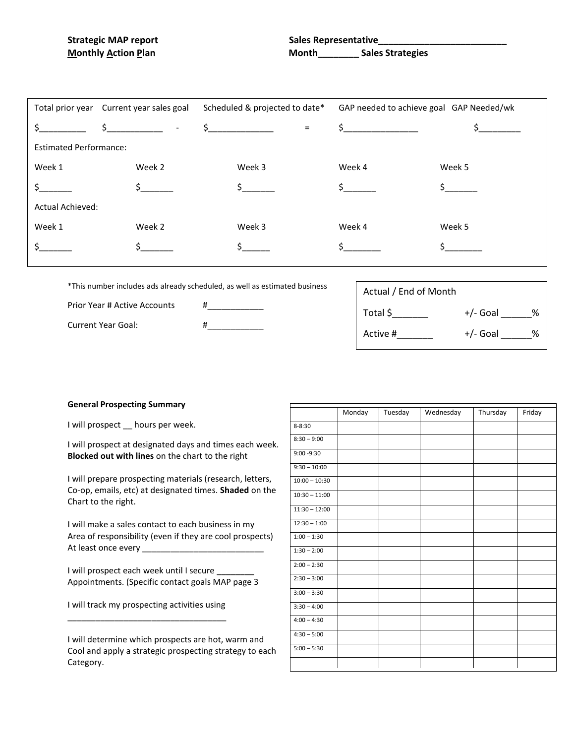**Strategic MAP report**
**<u>M</u>onthly <u>A</u>ction <u>P</u>lan**

**Sales Representative_________________________**
**Month________ Sales Strategies**

| Total prior year | Current year sales goal | | Scheduled & projected to date* | | GAP needed to achieve goal | GAP Needed/wk |
|---|---|---|---|---|---|---|
| $_________ | $___________ | - | $_____________ | = | $_______________ | $________ |

Estimated Performance:

| Week 1 | Week 2 | Week 3 | Week 4 | Week 5 |
|---|---|---|---|---|
| $______ | $______ | $______ | $______ | $______ |

Actual Achieved:

| Week 1 | Week 2 | Week 3 | Week 4 | Week 5 |
|---|---|---|---|---|
| $______ | $______ | $_____ | $_______ | $_______ |

*This number includes ads already scheduled, as well as estimated business

Prior Year # Active Accounts #___________

Current Year Goal: #___________

Actual / End of Month

Total $_______ +/- Goal ______%

Active #_______ +/- Goal ______%

**General Prospecting Summary**

I will prospect __ hours per week.

I will prospect at designated days and times each week. **Blocked out with lines** on the chart to the right

I will prepare prospecting materials (research, letters, Co-op, emails, etc) at designated times. **Shaded** on the Chart to the right.

I will make a sales contact to each business in my Area of responsibility (even if they are cool prospects) At least once every _________________________

I will prospect each week until I secure ________ Appointments. (Specific contact goals MAP page 3

I will track my prospecting activities using _________________________________

I will determine which prospects are hot, warm and Cool and apply a strategic prospecting strategy to each Category.

| | Monday | Tuesday | Wednesday | Thursday | Friday |
|---|---|---|---|---|---|
| 8-8:30 | | | | | |
| 8:30 – 9:00 | | | | | |
| 9:00 -9:30 | | | | | |
| 9:30 – 10:00 | | | | | |
| 10:00 – 10:30 | | | | | |
| 10:30 – 11:00 | | | | | |
| 11:30 – 12:00 | | | | | |
| 12:30 – 1:00 | | | | | |
| 1:00 – 1:30 | | | | | |
| 1:30 – 2:00 | | | | | |
| 2:00 – 2:30 | | | | | |
| 2:30 – 3:00 | | | | | |
| 3:00 – 3:30 | | | | | |
| 3:30 – 4:00 | | | | | |
| 4:00 – 4:30 | | | | | |
| 4:30 – 5:00 | | | | | |
| 5:00 – 5:30 | | | | | |
| | | | | | |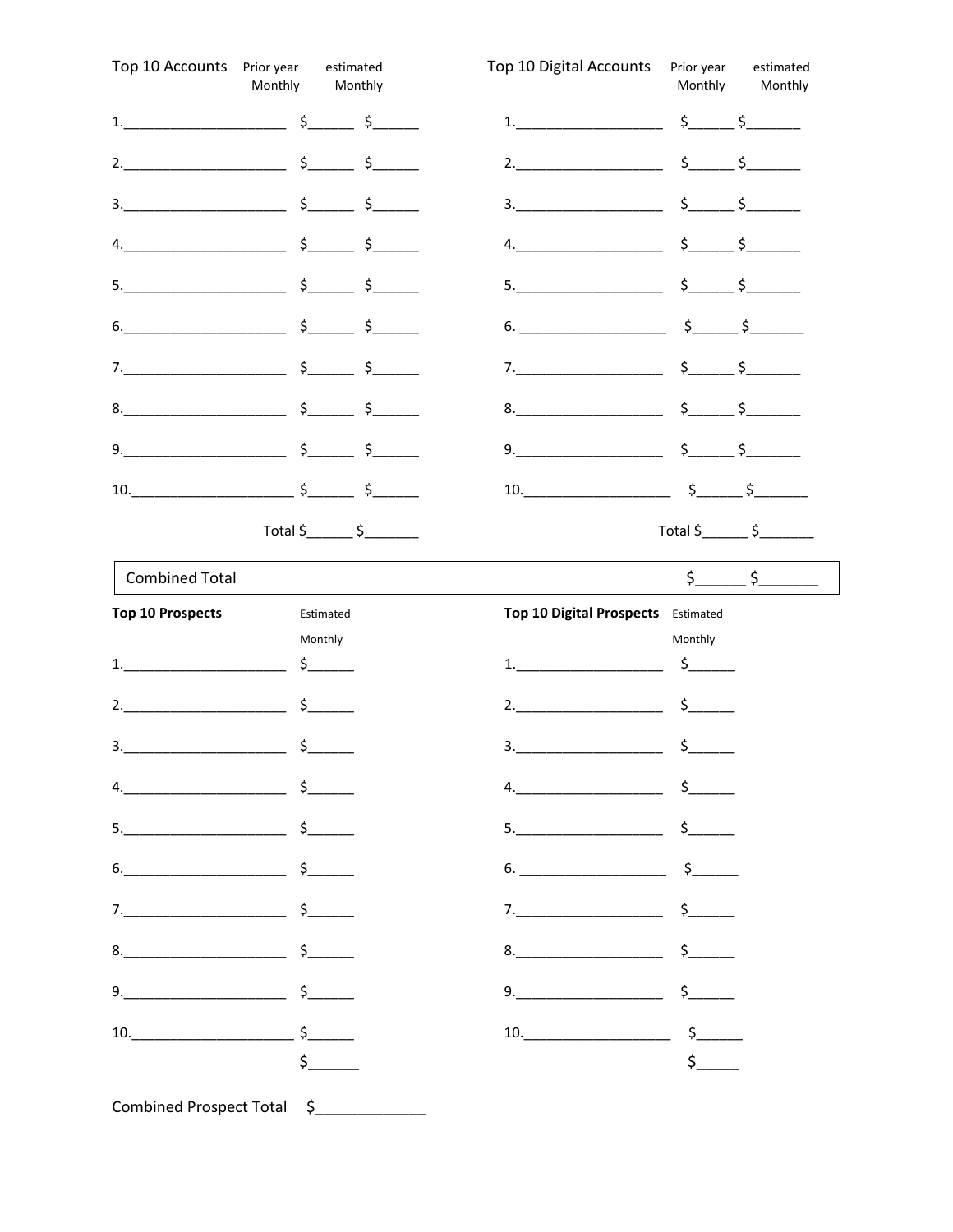## Top 10 Accounts

| # | Account | Prior year Monthly | estimated Monthly |
|---|---|---|---|
| 1. | ____________________ | $______ | $______ |
| 2. | ____________________ | $______ | $______ |
| 3. | ____________________ | $______ | $______ |
| 4. | ____________________ | $______ | $______ |
| 5. | ____________________ | $______ | $______ |
| 6. | ____________________ | $______ | $______ |
| 7. | ____________________ | $______ | $______ |
| 8. | ____________________ | $______ | $______ |
| 9. | ____________________ | $______ | $______ |
| 10. | ____________________ | $______ | $______ |
| | Total | $______ | $_______ |

## Top 10 Digital Accounts

| # | Account | Prior year Monthly | estimated Monthly |
|---|---|---|---|
| 1. | ___________________ | $______ | $_______ |
| 2. | ___________________ | $______ | $_______ |
| 3. | ___________________ | $______ | $_______ |
| 4. | ___________________ | $______ | $_______ |
| 5. | ___________________ | $______ | $_______ |
| 6. | ___________________ | $______ | $_______ |
| 7. | ___________________ | $______ | $_______ |
| 8. | ___________________ | $______ | $_______ |
| 9. | ___________________ | $______ | $_______ |
| 10. | ___________________ | $______ | $_______ |
| | Total | $______ | $_______ |

| Combined Total | $______ | $_______ |
|---|---|---|

**Top 10 Prospects**

| # | Prospect | Estimated Monthly |
|---|---|---|
| 1. | ____________________ | $______ |
| 2. | ____________________ | $______ |
| 3. | ____________________ | $______ |
| 4. | ____________________ | $______ |
| 5. | ____________________ | $______ |
| 6. | ____________________ | $______ |
| 7. | ____________________ | $______ |
| 8. | ____________________ | $______ |
| 9. | ____________________ | $______ |
| 10. | ____________________ | $______ |
| | | $______ |

**Top 10 Digital Prospects**

| # | Prospect | Estimated Monthly |
|---|---|---|
| 1. | ___________________ | $______ |
| 2. | ___________________ | $______ |
| 3. | ___________________ | $______ |
| 4. | ___________________ | $______ |
| 5. | ___________________ | $______ |
| 6. | ___________________ | $______ |
| 7. | ___________________ | $______ |
| 8. | ___________________ | $______ |
| 9. | ___________________ | $______ |
| 10. | ___________________ | $______ |
| | | $_____ |

Combined Prospect Total $_____________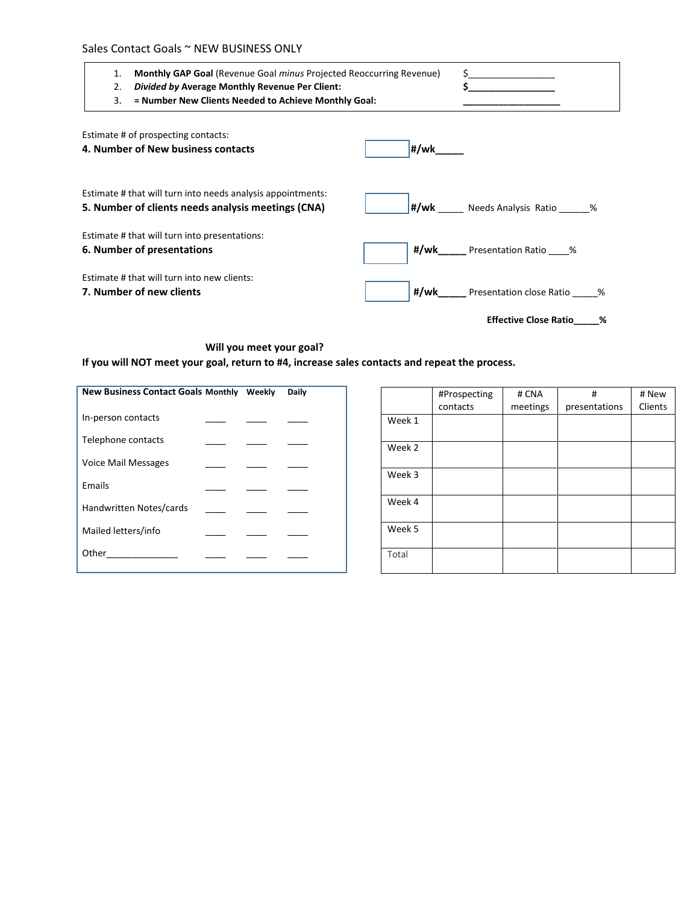Sales Contact Goals ~ NEW BUSINESS ONLY

1. **Monthly GAP Goal** (Revenue Goal *minus* Projected Reoccurring Revenue) $________________
2. ***Divided by* Average Monthly Revenue Per Client:** **$________________**
3. **= Number New Clients Needed to Achieve Monthly Goal:** ___________________

Estimate # of prospecting contacts:
**4. Number of New business contacts** [ ] **#/wk_____**

Estimate # that will turn into needs analysis appointments:
**5. Number of clients needs analysis meetings (CNA)** [ ] **#/wk** _____ Needs Analysis Ratio ______%

Estimate # that will turn into presentations:
**6. Number of presentations** [ ] **#/wk_____** Presentation Ratio ____%

Estimate # that will turn into new clients:
**7. Number of new clients** [ ] **#/wk_____** Presentation close Ratio _____%

**Effective Close Ratio_____%**

**Will you meet your goal?**
**If you will NOT meet your goal, return to #4, increase sales contacts and repeat the process.**

| New Business Contact Goals | Monthly | Weekly | Daily |
|---|---|---|---|
| In-person contacts | ____ | ____ | ____ |
| Telephone contacts | ____ | ____ | ____ |
| Voice Mail Messages | ____ | ____ | ____ |
| Emails | ____ | ____ | ____ |
| Handwritten Notes/cards | ____ | ____ | ____ |
| Mailed letters/info | ____ | ____ | ____ |
| Other______________ | ____ | ____ | ____ |

| | #Prospecting contacts | # CNA meetings | # presentations | # New Clients |
|---|---|---|---|---|
| Week 1 | | | | |
| Week 2 | | | | |
| Week 3 | | | | |
| Week 4 | | | | |
| Week 5 | | | | |
| Total | | | | |